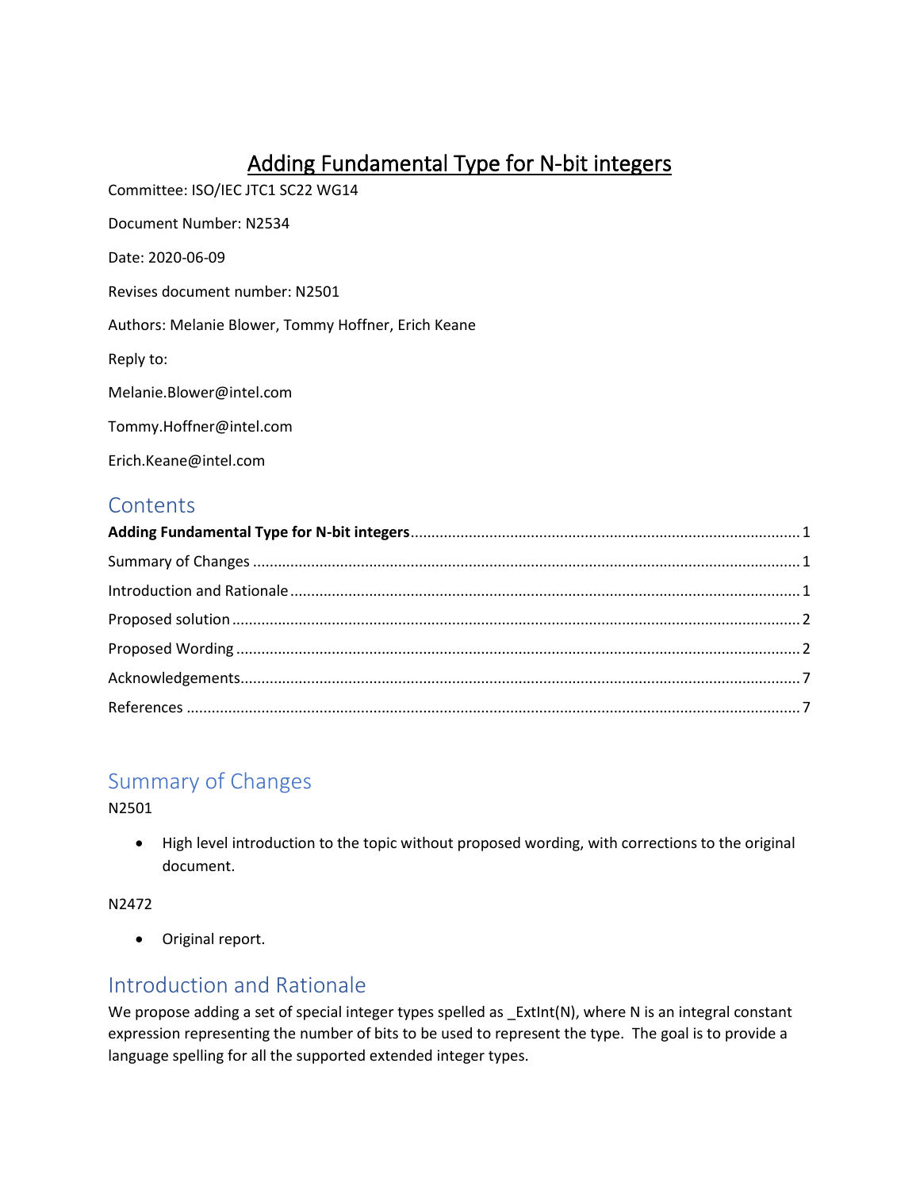# Adding Fundamental Type for N-bit integers

Committee: ISO/IEC JTC1 SC22 WG14

Document Number: N2534

Date: 2020-06-09

Revises document number: N2501

Authors: Melanie Blower, Tommy Hoffner, Erich Keane

Reply to:

Melanie.Blower@intel.com

Tommy.Hoffner@intel.com

Erich.Keane@intel.com

## Contents

**Adding Fundamental Type for N-bit integers** ........................................ 1

Summary of Changes ........................................ 1

Introduction and Rationale ........................................ 1

Proposed solution ........................................ 2

Proposed Wording ........................................ 2

Acknowledgements ........................................ 7

References ........................................ 7

## Summary of Changes

N2501

- High level introduction to the topic without proposed wording, with corrections to the original document.

N2472

- Original report.

## Introduction and Rationale

We propose adding a set of special integer types spelled as _ExtInt(N), where N is an integral constant expression representing the number of bits to be used to represent the type. The goal is to provide a language spelling for all the supported extended integer types.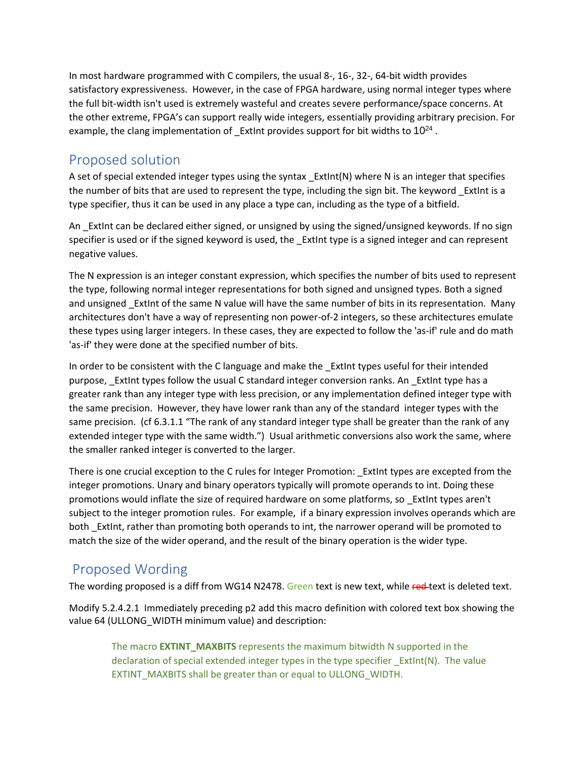In most hardware programmed with C compilers, the usual 8-, 16-, 32-, 64-bit width provides satisfactory expressiveness. However, in the case of FPGA hardware, using normal integer types where the full bit-width isn't used is extremely wasteful and creates severe performance/space concerns. At the other extreme, FPGA's can support really wide integers, essentially providing arbitrary precision. For example, the clang implementation of _ExtInt provides support for bit widths to $10^{24}$ .

## Proposed solution

A set of special extended integer types using the syntax _ExtInt(N) where N is an integer that specifies the number of bits that are used to represent the type, including the sign bit. The keyword _ExtInt is a type specifier, thus it can be used in any place a type can, including as the type of a bitfield.

An _ExtInt can be declared either signed, or unsigned by using the signed/unsigned keywords. If no sign specifier is used or if the signed keyword is used, the _ExtInt type is a signed integer and can represent negative values.

The N expression is an integer constant expression, which specifies the number of bits used to represent the type, following normal integer representations for both signed and unsigned types. Both a signed and unsigned _ExtInt of the same N value will have the same number of bits in its representation. Many architectures don't have a way of representing non power-of-2 integers, so these architectures emulate these types using larger integers. In these cases, they are expected to follow the 'as-if' rule and do math 'as-if' they were done at the specified number of bits.

In order to be consistent with the C language and make the _ExtInt types useful for their intended purpose, _ExtInt types follow the usual C standard integer conversion ranks. An _ExtInt type has a greater rank than any integer type with less precision, or any implementation defined integer type with the same precision. However, they have lower rank than any of the standard integer types with the same precision. (cf 6.3.1.1 "The rank of any standard integer type shall be greater than the rank of any extended integer type with the same width.") Usual arithmetic conversions also work the same, where the smaller ranked integer is converted to the larger.

There is one crucial exception to the C rules for Integer Promotion: _ExtInt types are excepted from the integer promotions. Unary and binary operators typically will promote operands to int. Doing these promotions would inflate the size of required hardware on some platforms, so _ExtInt types aren't subject to the integer promotion rules. For example, if a binary expression involves operands which are both _ExtInt, rather than promoting both operands to int, the narrower operand will be promoted to match the size of the wider operand, and the result of the binary operation is the wider type.

## Proposed Wording

The wording proposed is a diff from WG14 N2478. Green text is new text, while ~~red~~ text is deleted text.

Modify 5.2.4.2.1 Immediately preceding p2 add this macro definition with colored text box showing the value 64 (ULLONG_WIDTH minimum value) and description:

> The macro **EXTINT_MAXBITS** represents the maximum bitwidth N supported in the declaration of special extended integer types in the type specifier _ExtInt(N). The value EXTINT_MAXBITS shall be greater than or equal to ULLONG_WIDTH.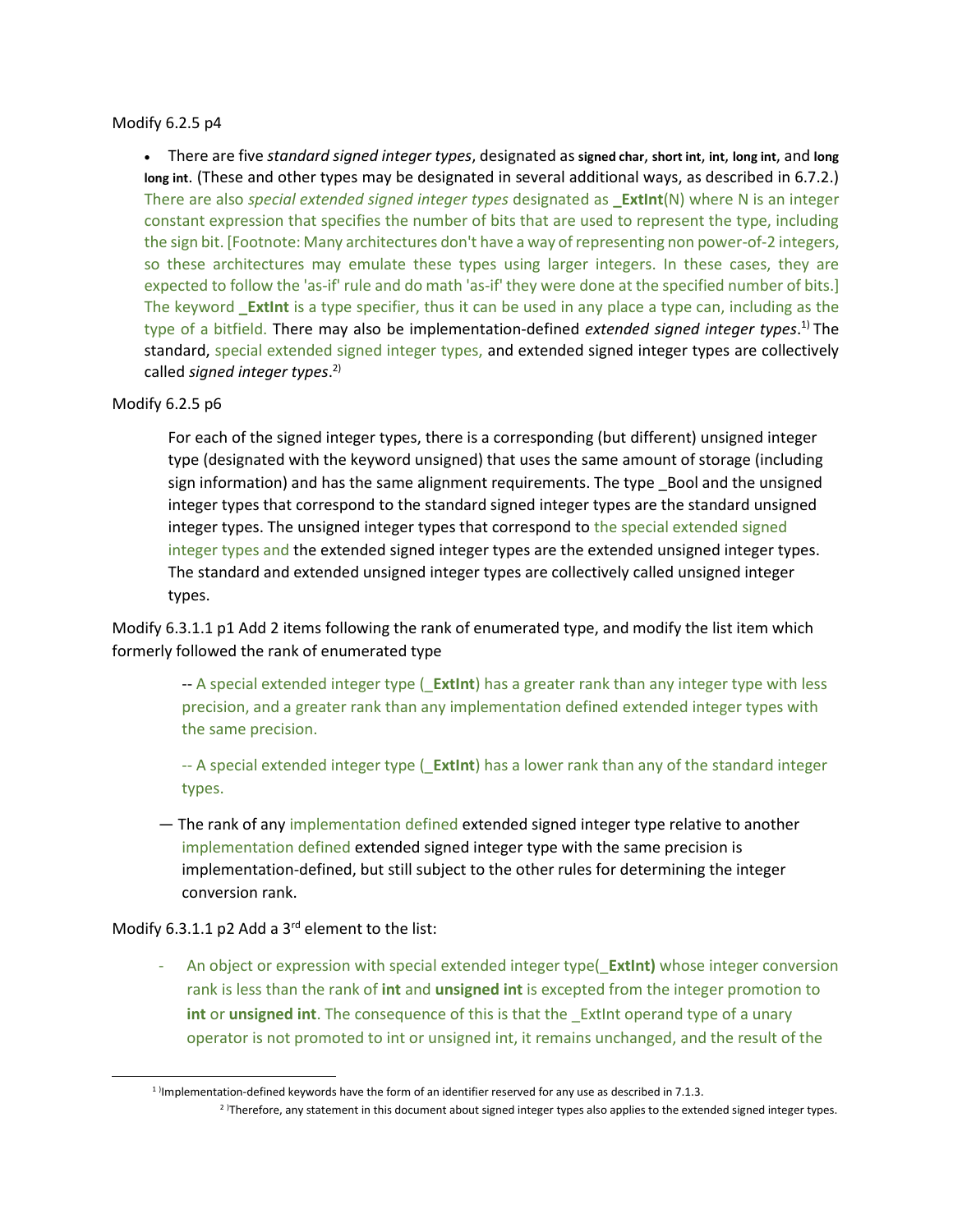Modify 6.2.5 p4

- There are five *standard signed integer types*, designated as **signed char**, **short int**, **int**, **long int**, and **long long int**. (These and other types may be designated in several additional ways, as described in 6.7.2.) There are also *special extended signed integer types* designated as **_ExtInt**(N) where N is an integer constant expression that specifies the number of bits that are used to represent the type, including the sign bit. [Footnote: Many architectures don't have a way of representing non power-of-2 integers, so these architectures may emulate these types using larger integers. In these cases, they are expected to follow the 'as-if' rule and do math 'as-if' they were done at the specified number of bits.] The keyword **_ExtInt** is a type specifier, thus it can be used in any place a type can, including as the type of a bitfield. There may also be implementation-defined *extended signed integer types*.[1] The standard, special extended signed integer types, and extended signed integer types are collectively called *signed integer types*.[2]

Modify 6.2.5 p6

> For each of the signed integer types, there is a corresponding (but different) unsigned integer type (designated with the keyword unsigned) that uses the same amount of storage (including sign information) and has the same alignment requirements. The type _Bool and the unsigned integer types that correspond to the standard signed integer types are the standard unsigned integer types. The unsigned integer types that correspond to the special extended signed integer types and the extended signed integer types are the extended unsigned integer types. The standard and extended unsigned integer types are collectively called unsigned integer types.

Modify 6.3.1.1 p1 Add 2 items following the rank of enumerated type, and modify the list item which formerly followed the rank of enumerated type

> -- A special extended integer type (**_ExtInt**) has a greater rank than any integer type with less precision, and a greater rank than any implementation defined extended integer types with the same precision.
>
> -- A special extended integer type (**_ExtInt**) has a lower rank than any of the standard integer types.
>
> — The rank of any implementation defined extended signed integer type relative to another implementation defined extended signed integer type with the same precision is implementation-defined, but still subject to the other rules for determining the integer conversion rank.

Modify 6.3.1.1 p2 Add a 3rd element to the list:

- An object or expression with special extended integer type(**_ExtInt)** whose integer conversion rank is less than the rank of **int** and **unsigned int** is excepted from the integer promotion to **int** or **unsigned int**. The consequence of this is that the _ExtInt operand type of a unary operator is not promoted to int or unsigned int, it remains unchanged, and the result of the

---

[1] Implementation-defined keywords have the form of an identifier reserved for any use as described in 7.1.3.

[2] Therefore, any statement in this document about signed integer types also applies to the extended signed integer types.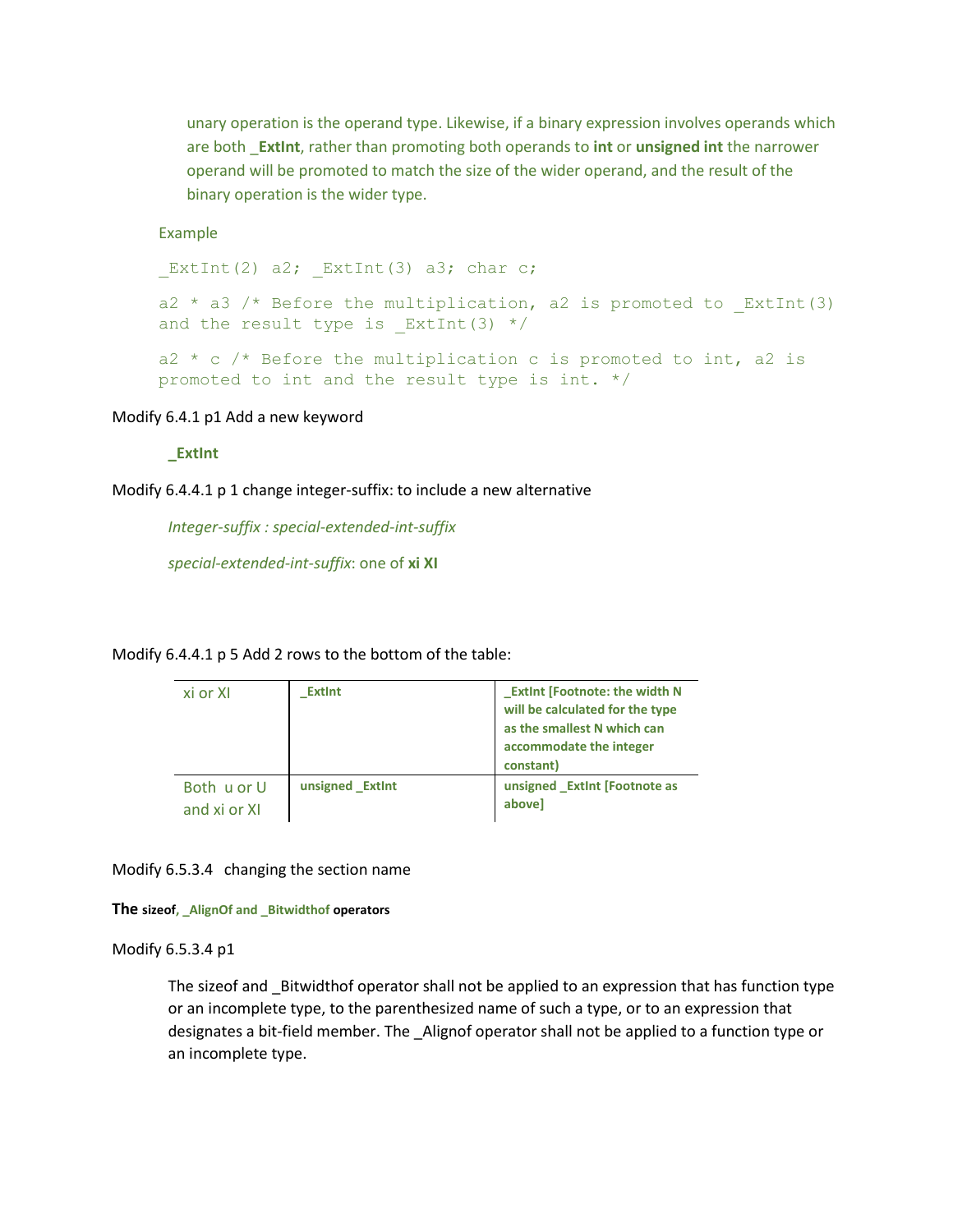unary operation is the operand type. Likewise, if a binary expression involves operands which are both **_ExtInt**, rather than promoting both operands to **int** or **unsigned int** the narrower operand will be promoted to match the size of the wider operand, and the result of the binary operation is the wider type.

Example

```
_ExtInt(2) a2; _ExtInt(3) a3; char c;

a2 * a3 /* Before the multiplication, a2 is promoted to _ExtInt(3)
and the result type is _ExtInt(3) */

a2 * c /* Before the multiplication c is promoted to int, a2 is
promoted to int and the result type is int. */
```

Modify 6.4.1 p1 Add a new keyword

**_ExtInt**

Modify 6.4.4.1 p 1 change integer-suffix: to include a new alternative

*Integer-suffix : special-extended-int-suffix*

*special-extended-int-suffix*: one of **xi XI**

Modify 6.4.4.1 p 5 Add 2 rows to the bottom of the table:

| | | |
|---|---|---|
| xi or XI | **_ExtInt** | **_ExtInt [Footnote: the width N will be calculated for the type as the smallest N which can accommodate the integer constant)** |
| Both u or U and xi or XI | **unsigned _ExtInt** | **unsigned _ExtInt [Footnote as above]** |

Modify 6.5.3.4 changing the section name

**The sizeof, _AlignOf and _Bitwidthof operators**

Modify 6.5.3.4 p1

The sizeof and _Bitwidthof operator shall not be applied to an expression that has function type or an incomplete type, to the parenthesized name of such a type, or to an expression that designates a bit-field member. The _Alignof operator shall not be applied to a function type or an incomplete type.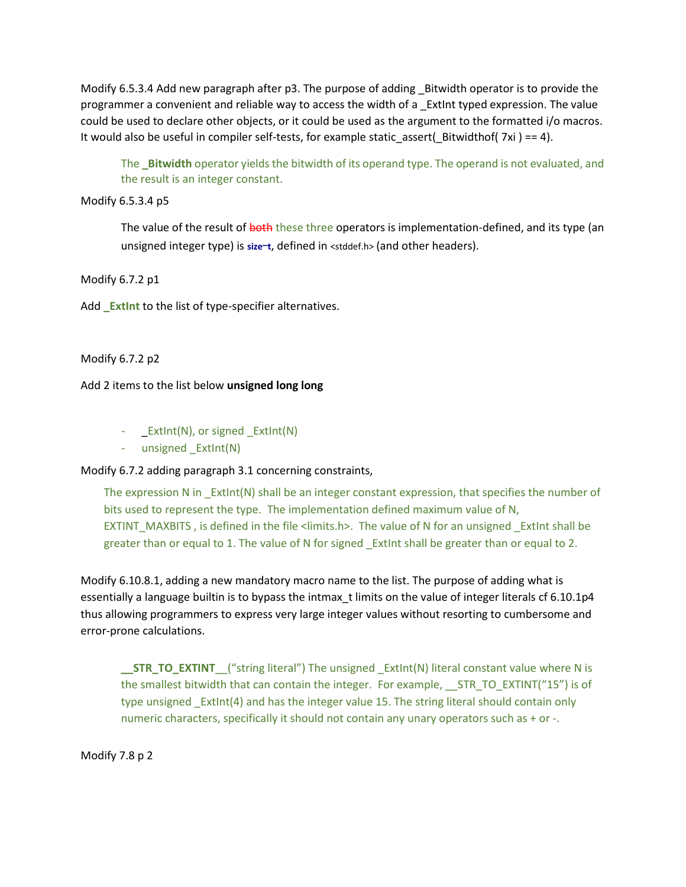Modify 6.5.3.4 Add new paragraph after p3. The purpose of adding _Bitwidth operator is to provide the programmer a convenient and reliable way to access the width of a _ExtInt typed expression. The value could be used to declare other objects, or it could be used as the argument to the formatted i/o macros. It would also be useful in compiler self-tests, for example static_assert(_Bitwidthof( 7xi ) == 4).

> The **_Bitwidth** operator yields the bitwidth of its operand type. The operand is not evaluated, and the result is an integer constant.

Modify 6.5.3.4 p5

> The value of the result of ~~both~~ these three operators is implementation-defined, and its type (an unsigned integer type) is **size_t**, defined in <stddef.h> (and other headers).

Modify 6.7.2 p1

Add **_ExtInt** to the list of type-specifier alternatives.

Modify 6.7.2 p2

Add 2 items to the list below **unsigned long long**

- _ExtInt(N), or signed _ExtInt(N)
- unsigned _ExtInt(N)

Modify 6.7.2 adding paragraph 3.1 concerning constraints,

> The expression N in _ExtInt(N) shall be an integer constant expression, that specifies the number of bits used to represent the type. The implementation defined maximum value of N, EXTINT_MAXBITS , is defined in the file <limits.h>. The value of N for an unsigned _ExtInt shall be greater than or equal to 1. The value of N for signed _ExtInt shall be greater than or equal to 2.

Modify 6.10.8.1, adding a new mandatory macro name to the list. The purpose of adding what is essentially a language builtin is to bypass the intmax_t limits on the value of integer literals cf 6.10.1p4 thus allowing programmers to express very large integer values without resorting to cumbersome and error-prone calculations.

> **__STR_TO_EXTINT__**("string literal") The unsigned _ExtInt(N) literal constant value where N is the smallest bitwidth that can contain the integer. For example, __STR_TO_EXTINT("15") is of type unsigned _ExtInt(4) and has the integer value 15. The string literal should contain only numeric characters, specifically it should not contain any unary operators such as + or -.

Modify 7.8 p 2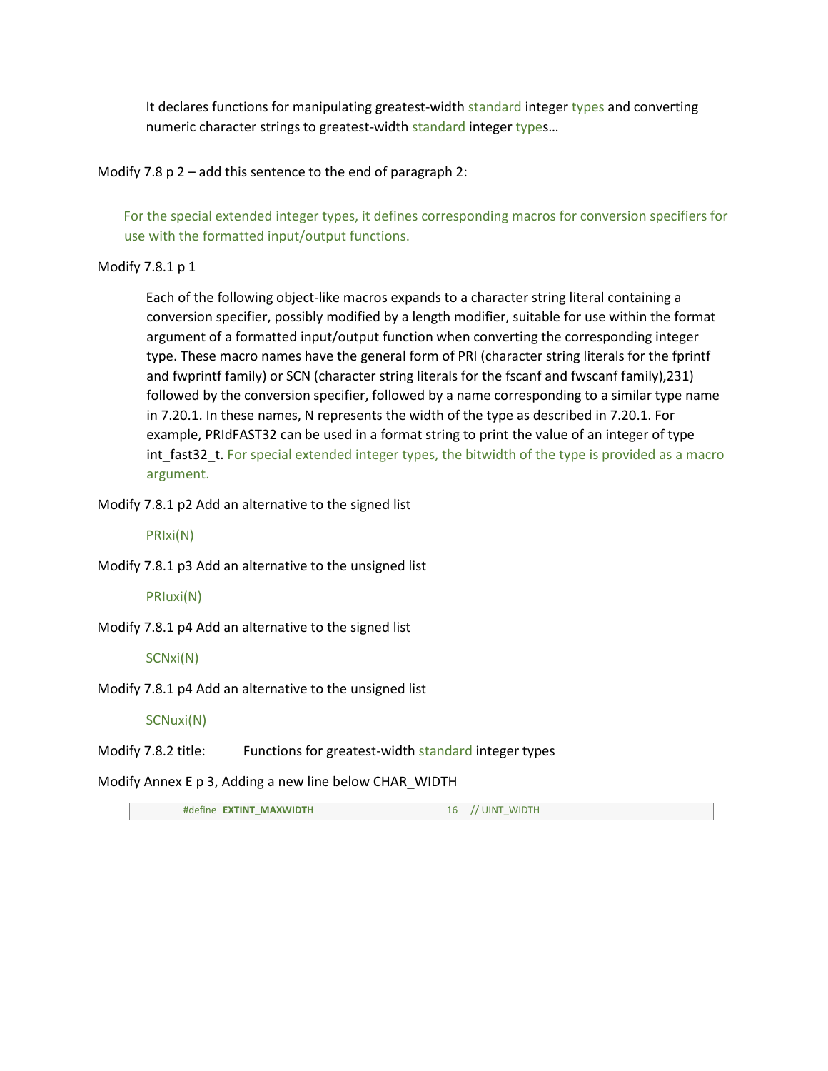> It declares functions for manipulating greatest-width standard integer types and converting numeric character strings to greatest-width standard integer types…

Modify 7.8 p 2 – add this sentence to the end of paragraph 2:

> For the special extended integer types, it defines corresponding macros for conversion specifiers for use with the formatted input/output functions.

Modify 7.8.1 p 1

> Each of the following object-like macros expands to a character string literal containing a conversion specifier, possibly modified by a length modifier, suitable for use within the format argument of a formatted input/output function when converting the corresponding integer type. These macro names have the general form of PRI (character string literals for the fprintf and fwprintf family) or SCN (character string literals for the fscanf and fwscanf family),231) followed by the conversion specifier, followed by a name corresponding to a similar type name in 7.20.1. In these names, N represents the width of the type as described in 7.20.1. For example, PRIdFAST32 can be used in a format string to print the value of an integer of type int_fast32_t. For special extended integer types, the bitwidth of the type is provided as a macro argument.

Modify 7.8.1 p2 Add an alternative to the signed list

> PRIxi(N)

Modify 7.8.1 p3 Add an alternative to the unsigned list

> PRIuxi(N)

Modify 7.8.1 p4 Add an alternative to the signed list

> SCNxi(N)

Modify 7.8.1 p4 Add an alternative to the unsigned list

> SCNuxi(N)

Modify 7.8.2 title: Functions for greatest-width standard integer types

Modify Annex E p 3, Adding a new line below CHAR_WIDTH

```
#define EXTINT_MAXWIDTH                  16   // UINT_WIDTH
```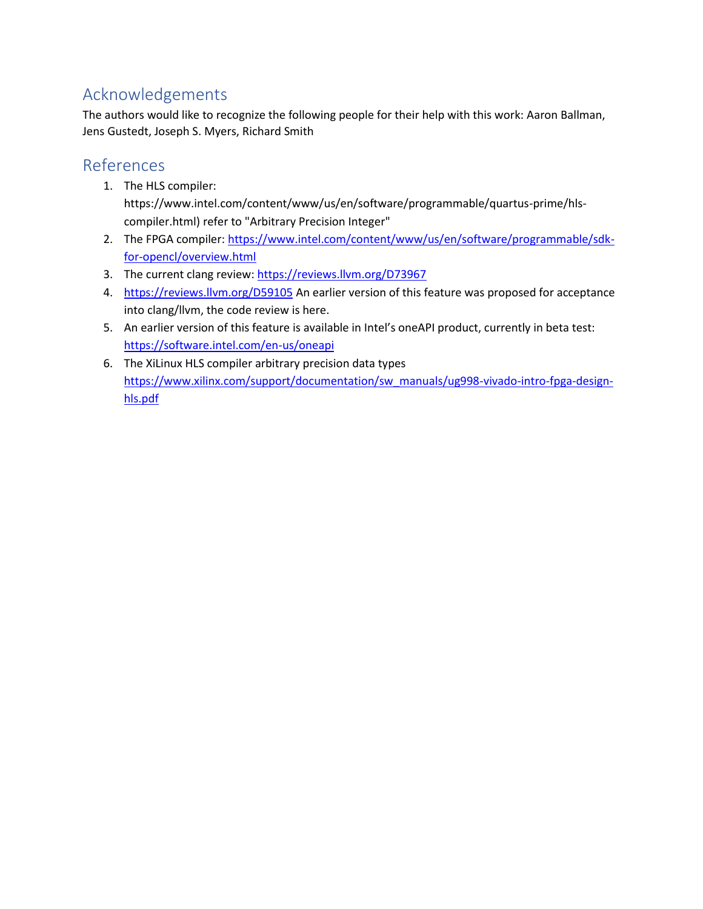## Acknowledgements

The authors would like to recognize the following people for their help with this work: Aaron Ballman, Jens Gustedt, Joseph S. Myers, Richard Smith

## References

1. The HLS compiler: https://www.intel.com/content/www/us/en/software/programmable/quartus-prime/hls-compiler.html) refer to "Arbitrary Precision Integer"
2. The FPGA compiler: https://www.intel.com/content/www/us/en/software/programmable/sdk-for-opencl/overview.html
3. The current clang review: https://reviews.llvm.org/D73967
4. https://reviews.llvm.org/D59105 An earlier version of this feature was proposed for acceptance into clang/llvm, the code review is here.
5. An earlier version of this feature is available in Intel's oneAPI product, currently in beta test: https://software.intel.com/en-us/oneapi
6. The XiLinux HLS compiler arbitrary precision data types https://www.xilinx.com/support/documentation/sw_manuals/ug998-vivado-intro-fpga-design-hls.pdf